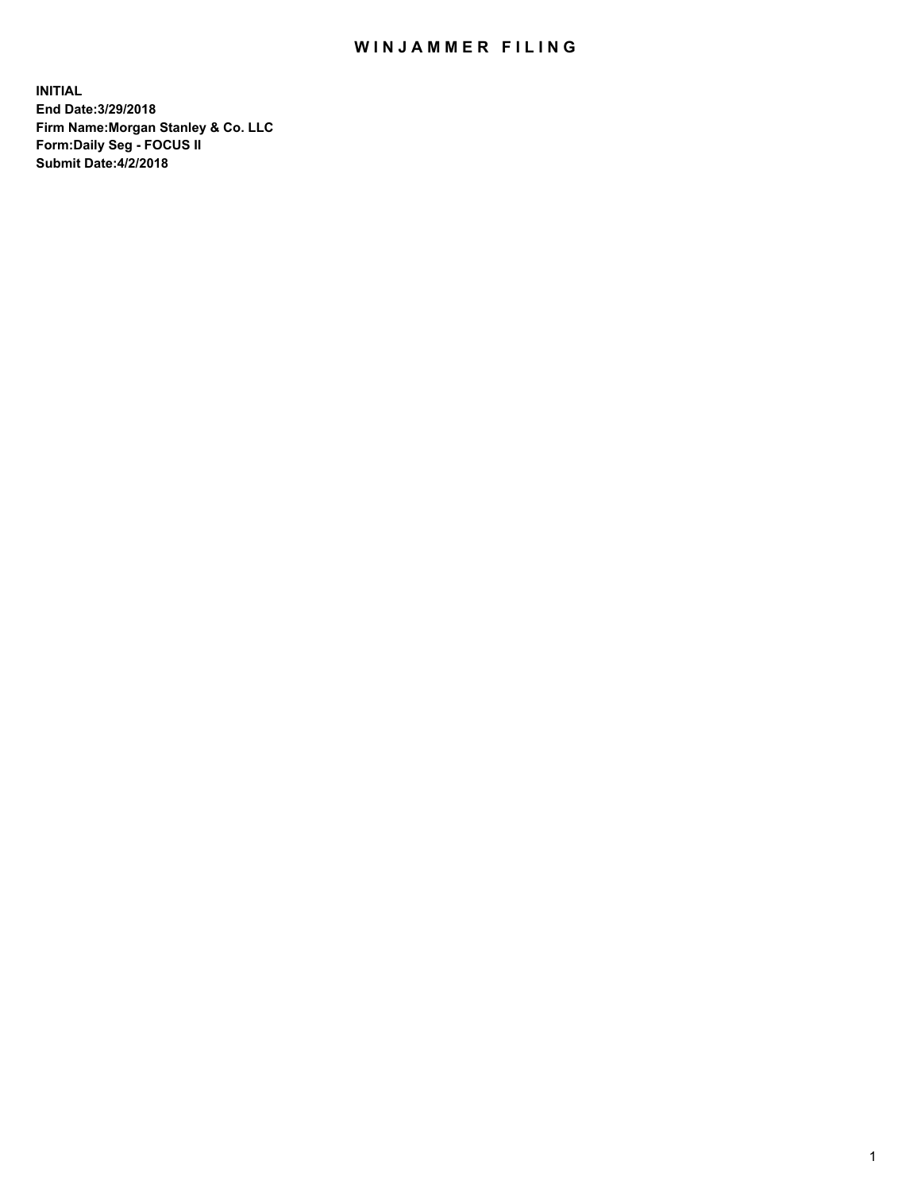# WINJAMMER FILING

**INITIAL**
**End Date:3/29/2018**
**Firm Name:Morgan Stanley & Co. LLC**
**Form:Daily Seg - FOCUS II**
**Submit Date:4/2/2018**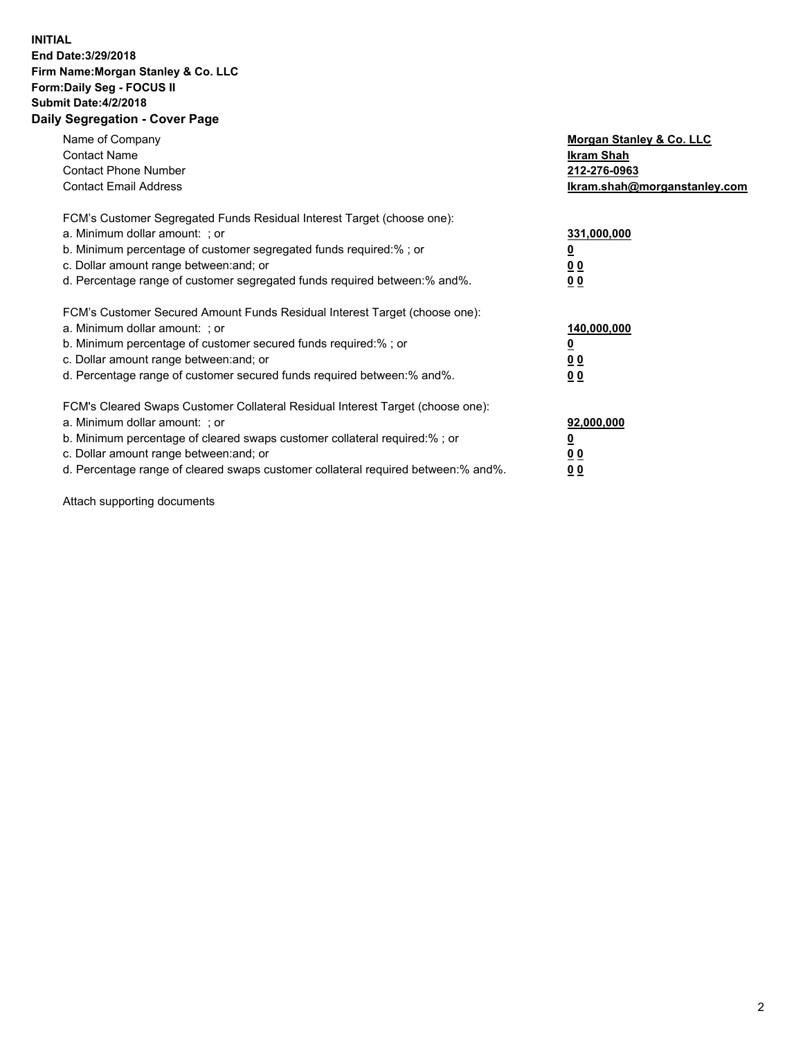**INITIAL**
**End Date:3/29/2018**
**Firm Name:Morgan Stanley & Co. LLC**
**Form:Daily Seg - FOCUS II**
**Submit Date:4/2/2018**

## Daily Segregation - Cover Page

| | |
|---|---|
| Name of Company | **Morgan Stanley & Co. LLC** |
| Contact Name | **Ikram Shah** |
| Contact Phone Number | **212-276-0963** |
| Contact Email Address | **Ikram.shah@morganstanley.com** |

| | |
|---|---|
| FCM's Customer Segregated Funds Residual Interest Target (choose one): | |
| a. Minimum dollar amount: ; or | **331,000,000** |
| b. Minimum percentage of customer segregated funds required:% ; or | **0** |
| c. Dollar amount range between:and; or | **0 0** |
| d. Percentage range of customer segregated funds required between:% and%. | **0 0** |

| | |
|---|---|
| FCM's Customer Secured Amount Funds Residual Interest Target (choose one): | |
| a. Minimum dollar amount: ; or | **140,000,000** |
| b. Minimum percentage of customer secured funds required:% ; or | **0** |
| c. Dollar amount range between:and; or | **0 0** |
| d. Percentage range of customer secured funds required between:% and%. | **0 0** |

| | |
|---|---|
| FCM's Cleared Swaps Customer Collateral Residual Interest Target (choose one): | |
| a. Minimum dollar amount: ; or | **92,000,000** |
| b. Minimum percentage of cleared swaps customer collateral required:% ; or | **0** |
| c. Dollar amount range between:and; or | **0 0** |
| d. Percentage range of cleared swaps customer collateral required between:% and%. | **0 0** |

Attach supporting documents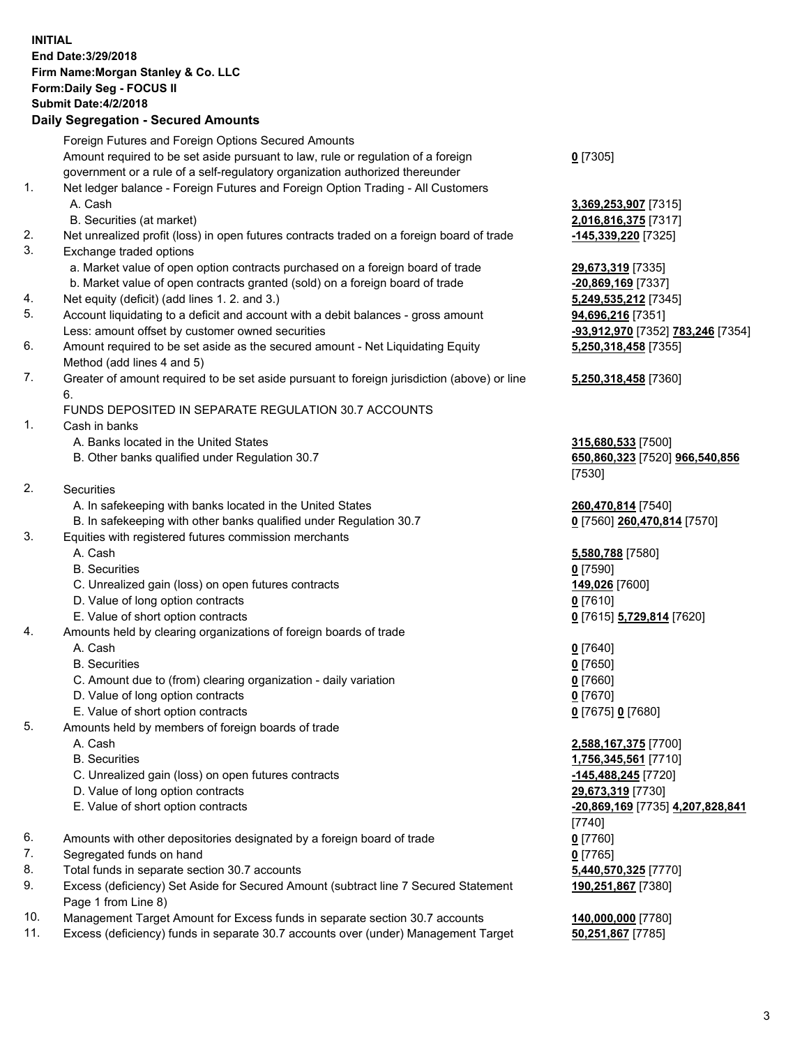**INITIAL**
**End Date:3/29/2018**
**Firm Name:Morgan Stanley & Co. LLC**
**Form:Daily Seg - FOCUS II**
**Submit Date:4/2/2018**

## Daily Segregation - Secured Amounts

| | | |
|---|---|---|
| | Foreign Futures and Foreign Options Secured Amounts | |
| | Amount required to be set aside pursuant to law, rule or regulation of a foreign government or a rule of a self-regulatory organization authorized thereunder | **0** [7305] |
| 1. | Net ledger balance - Foreign Futures and Foreign Option Trading - All Customers | |
| | A. Cash | **3,369,253,907** [7315] |
| | B. Securities (at market) | **2,016,816,375** [7317] |
| 2. | Net unrealized profit (loss) in open futures contracts traded on a foreign board of trade | **-145,339,220** [7325] |
| 3. | Exchange traded options | |
| | a. Market value of open option contracts purchased on a foreign board of trade | **29,673,319** [7335] |
| | b. Market value of open contracts granted (sold) on a foreign board of trade | **-20,869,169** [7337] |
| 4. | Net equity (deficit) (add lines 1. 2. and 3.) | **5,249,535,212** [7345] |
| 5. | Account liquidating to a deficit and account with a debit balances - gross amount | **94,696,216** [7351] |
| | Less: amount offset by customer owned securities | **-93,912,970** [7352] **783,246** [7354] |
| 6. | Amount required to be set aside as the secured amount - Net Liquidating Equity Method (add lines 4 and 5) | **5,250,318,458** [7355] |
| 7. | Greater of amount required to be set aside pursuant to foreign jurisdiction (above) or line 6. | **5,250,318,458** [7360] |
| | FUNDS DEPOSITED IN SEPARATE REGULATION 30.7 ACCOUNTS | |
| 1. | Cash in banks | |
| | A. Banks located in the United States | **315,680,533** [7500] |
| | B. Other banks qualified under Regulation 30.7 | **650,860,323** [7520] **966,540,856** [7530] |
| 2. | Securities | |
| | A. In safekeeping with banks located in the United States | **260,470,814** [7540] |
| | B. In safekeeping with other banks qualified under Regulation 30.7 | **0** [7560] **260,470,814** [7570] |
| 3. | Equities with registered futures commission merchants | |
| | A. Cash | **5,580,788** [7580] |
| | B. Securities | **0** [7590] |
| | C. Unrealized gain (loss) on open futures contracts | **149,026** [7600] |
| | D. Value of long option contracts | **0** [7610] |
| | E. Value of short option contracts | **0** [7615] **5,729,814** [7620] |
| 4. | Amounts held by clearing organizations of foreign boards of trade | |
| | A. Cash | **0** [7640] |
| | B. Securities | **0** [7650] |
| | C. Amount due to (from) clearing organization - daily variation | **0** [7660] |
| | D. Value of long option contracts | **0** [7670] |
| | E. Value of short option contracts | **0** [7675] **0** [7680] |
| 5. | Amounts held by members of foreign boards of trade | |
| | A. Cash | **2,588,167,375** [7700] |
| | B. Securities | **1,756,345,561** [7710] |
| | C. Unrealized gain (loss) on open futures contracts | **-145,488,245** [7720] |
| | D. Value of long option contracts | **29,673,319** [7730] |
| | E. Value of short option contracts | **-20,869,169** [7735] **4,207,828,841** [7740] |
| 6. | Amounts with other depositories designated by a foreign board of trade | **0** [7760] |
| 7. | Segregated funds on hand | **0** [7765] |
| 8. | Total funds in separate section 30.7 accounts | **5,440,570,325** [7770] |
| 9. | Excess (deficiency) Set Aside for Secured Amount (subtract line 7 Secured Statement Page 1 from Line 8) | **190,251,867** [7380] |
| 10. | Management Target Amount for Excess funds in separate section 30.7 accounts | **140,000,000** [7780] |
| 11. | Excess (deficiency) funds in separate 30.7 accounts over (under) Management Target | **50,251,867** [7785] |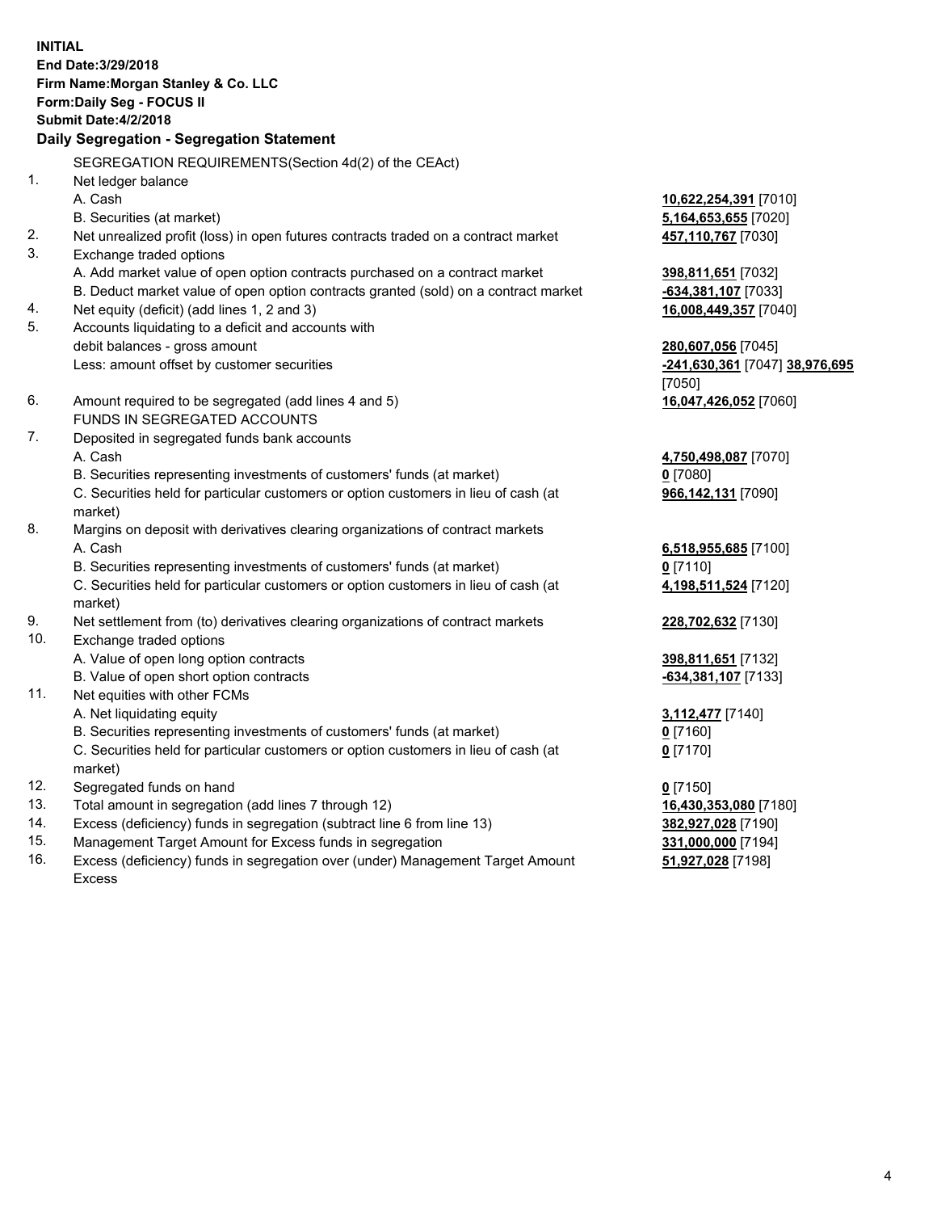**INITIAL**
**End Date:3/29/2018**
**Firm Name:Morgan Stanley & Co. LLC**
**Form:Daily Seg - FOCUS II**
**Submit Date:4/2/2018**

## Daily Segregation - Segregation Statement

SEGREGATION REQUIREMENTS(Section 4d(2) of the CEAct)

| | | |
|---|---|---|
| 1. | Net ledger balance | |
| | A. Cash | **10,622,254,391** [7010] |
| | B. Securities (at market) | **5,164,653,655** [7020] |
| 2. | Net unrealized profit (loss) in open futures contracts traded on a contract market | **457,110,767** [7030] |
| 3. | Exchange traded options | |
| | A. Add market value of open option contracts purchased on a contract market | **398,811,651** [7032] |
| | B. Deduct market value of open option contracts granted (sold) on a contract market | **-634,381,107** [7033] |
| 4. | Net equity (deficit) (add lines 1, 2 and 3) | **16,008,449,357** [7040] |
| 5. | Accounts liquidating to a deficit and accounts with debit balances - gross amount | **280,607,056** [7045] |
| | Less: amount offset by customer securities | **-241,630,361** [7047] **38,976,695** [7050] |
| 6. | Amount required to be segregated (add lines 4 and 5) | **16,047,426,052** [7060] |
| | FUNDS IN SEGREGATED ACCOUNTS | |
| 7. | Deposited in segregated funds bank accounts | |
| | A. Cash | **4,750,498,087** [7070] |
| | B. Securities representing investments of customers' funds (at market) | **0** [7080] |
| | C. Securities held for particular customers or option customers in lieu of cash (at market) | **966,142,131** [7090] |
| 8. | Margins on deposit with derivatives clearing organizations of contract markets | |
| | A. Cash | **6,518,955,685** [7100] |
| | B. Securities representing investments of customers' funds (at market) | **0** [7110] |
| | C. Securities held for particular customers or option customers in lieu of cash (at market) | **4,198,511,524** [7120] |
| 9. | Net settlement from (to) derivatives clearing organizations of contract markets | **228,702,632** [7130] |
| 10. | Exchange traded options | |
| | A. Value of open long option contracts | **398,811,651** [7132] |
| | B. Value of open short option contracts | **-634,381,107** [7133] |
| 11. | Net equities with other FCMs | |
| | A. Net liquidating equity | **3,112,477** [7140] |
| | B. Securities representing investments of customers' funds (at market) | **0** [7160] |
| | C. Securities held for particular customers or option customers in lieu of cash (at market) | **0** [7170] |
| 12. | Segregated funds on hand | **0** [7150] |
| 13. | Total amount in segregation (add lines 7 through 12) | **16,430,353,080** [7180] |
| 14. | Excess (deficiency) funds in segregation (subtract line 6 from line 13) | **382,927,028** [7190] |
| 15. | Management Target Amount for Excess funds in segregation | **331,000,000** [7194] |
| 16. | Excess (deficiency) funds in segregation over (under) Management Target Amount Excess | **51,927,028** [7198] |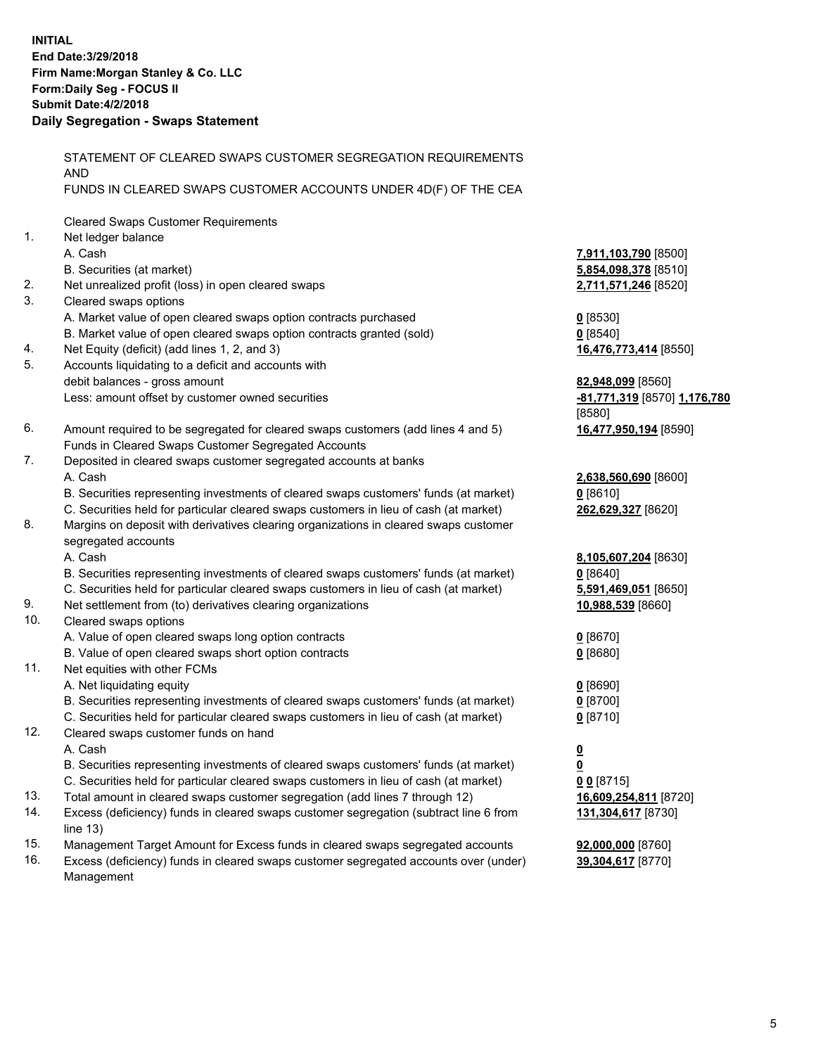**INITIAL**
**End Date:3/29/2018**
**Firm Name:Morgan Stanley & Co. LLC**
**Form:Daily Seg - FOCUS II**
**Submit Date:4/2/2018**
**Daily Segregation - Swaps Statement**

STATEMENT OF CLEARED SWAPS CUSTOMER SEGREGATION REQUIREMENTS AND FUNDS IN CLEARED SWAPS CUSTOMER ACCOUNTS UNDER 4D(F) OF THE CEA

| | | |
|---|---|---|
| | Cleared Swaps Customer Requirements | |
| 1. | Net ledger balance | |
| | A. Cash | **7,911,103,790** [8500] |
| | B. Securities (at market) | **5,854,098,378** [8510] |
| 2. | Net unrealized profit (loss) in open cleared swaps | **2,711,571,246** [8520] |
| 3. | Cleared swaps options | |
| | A. Market value of open cleared swaps option contracts purchased | **0** [8530] |
| | B. Market value of open cleared swaps option contracts granted (sold) | **0** [8540] |
| 4. | Net Equity (deficit) (add lines 1, 2, and 3) | **16,476,773,414** [8550] |
| 5. | Accounts liquidating to a deficit and accounts with debit balances - gross amount | **82,948,099** [8560] |
| | Less: amount offset by customer owned securities | **-81,771,319** [8570] **1,176,780** [8580] |
| 6. | Amount required to be segregated for cleared swaps customers (add lines 4 and 5) | **16,477,950,194** [8590] |
| | Funds in Cleared Swaps Customer Segregated Accounts | |
| 7. | Deposited in cleared swaps customer segregated accounts at banks | |
| | A. Cash | **2,638,560,690** [8600] |
| | B. Securities representing investments of cleared swaps customers' funds (at market) | **0** [8610] |
| | C. Securities held for particular cleared swaps customers in lieu of cash (at market) | **262,629,327** [8620] |
| 8. | Margins on deposit with derivatives clearing organizations in cleared swaps customer segregated accounts | |
| | A. Cash | **8,105,607,204** [8630] |
| | B. Securities representing investments of cleared swaps customers' funds (at market) | **0** [8640] |
| | C. Securities held for particular cleared swaps customers in lieu of cash (at market) | **5,591,469,051** [8650] |
| 9. | Net settlement from (to) derivatives clearing organizations | **10,988,539** [8660] |
| 10. | Cleared swaps options | |
| | A. Value of open cleared swaps long option contracts | **0** [8670] |
| | B. Value of open cleared swaps short option contracts | **0** [8680] |
| 11. | Net equities with other FCMs | |
| | A. Net liquidating equity | **0** [8690] |
| | B. Securities representing investments of cleared swaps customers' funds (at market) | **0** [8700] |
| | C. Securities held for particular cleared swaps customers in lieu of cash (at market) | **0** [8710] |
| 12. | Cleared swaps customer funds on hand | |
| | A. Cash | **0** |
| | B. Securities representing investments of cleared swaps customers' funds (at market) | **0** |
| | C. Securities held for particular cleared swaps customers in lieu of cash (at market) | **0** **0** [8715] |
| 13. | Total amount in cleared swaps customer segregation (add lines 7 through 12) | **16,609,254,811** [8720] |
| 14. | Excess (deficiency) funds in cleared swaps customer segregation (subtract line 6 from line 13) | **131,304,617** [8730] |
| 15. | Management Target Amount for Excess funds in cleared swaps segregated accounts | **92,000,000** [8760] |
| 16. | Excess (deficiency) funds in cleared swaps customer segregated accounts over (under) Management | **39,304,617** [8770] |